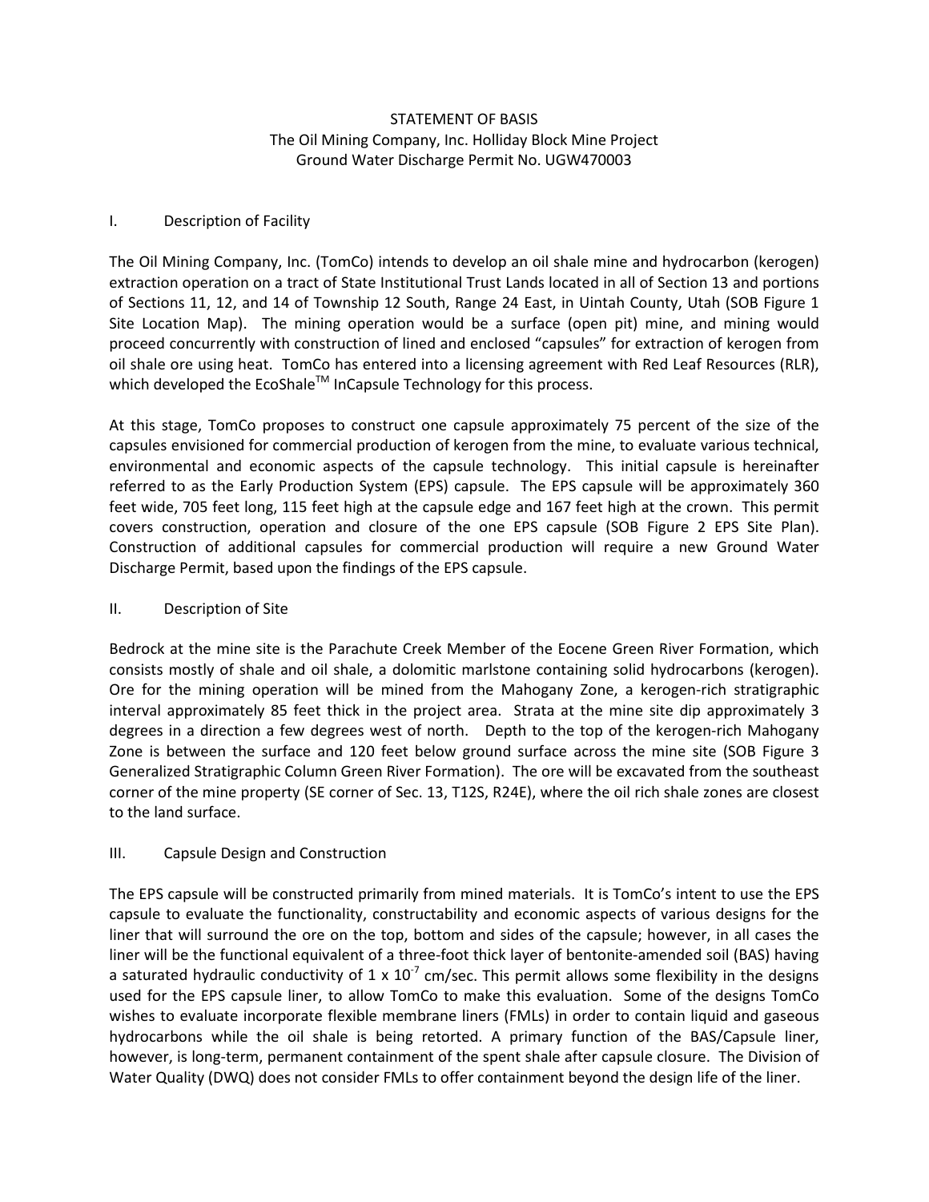# STATEMENT OF BASIS
## The Oil Mining Company, Inc. Holliday Block Mine Project
## Ground Water Discharge Permit No. UGW470003

## I. Description of Facility

The Oil Mining Company, Inc. (TomCo) intends to develop an oil shale mine and hydrocarbon (kerogen) extraction operation on a tract of State Institutional Trust Lands located in all of Section 13 and portions of Sections 11, 12, and 14 of Township 12 South, Range 24 East, in Uintah County, Utah (SOB Figure 1 Site Location Map). The mining operation would be a surface (open pit) mine, and mining would proceed concurrently with construction of lined and enclosed "capsules" for extraction of kerogen from oil shale ore using heat. TomCo has entered into a licensing agreement with Red Leaf Resources (RLR), which developed the EcoShale™ InCapsule Technology for this process.

At this stage, TomCo proposes to construct one capsule approximately 75 percent of the size of the capsules envisioned for commercial production of kerogen from the mine, to evaluate various technical, environmental and economic aspects of the capsule technology. This initial capsule is hereinafter referred to as the Early Production System (EPS) capsule. The EPS capsule will be approximately 360 feet wide, 705 feet long, 115 feet high at the capsule edge and 167 feet high at the crown. This permit covers construction, operation and closure of the one EPS capsule (SOB Figure 2 EPS Site Plan). Construction of additional capsules for commercial production will require a new Ground Water Discharge Permit, based upon the findings of the EPS capsule.

## II. Description of Site

Bedrock at the mine site is the Parachute Creek Member of the Eocene Green River Formation, which consists mostly of shale and oil shale, a dolomitic marlstone containing solid hydrocarbons (kerogen). Ore for the mining operation will be mined from the Mahogany Zone, a kerogen-rich stratigraphic interval approximately 85 feet thick in the project area. Strata at the mine site dip approximately 3 degrees in a direction a few degrees west of north. Depth to the top of the kerogen-rich Mahogany Zone is between the surface and 120 feet below ground surface across the mine site (SOB Figure 3 Generalized Stratigraphic Column Green River Formation). The ore will be excavated from the southeast corner of the mine property (SE corner of Sec. 13, T12S, R24E), where the oil rich shale zones are closest to the land surface.

## III. Capsule Design and Construction

The EPS capsule will be constructed primarily from mined materials. It is TomCo's intent to use the EPS capsule to evaluate the functionality, constructability and economic aspects of various designs for the liner that will surround the ore on the top, bottom and sides of the capsule; however, in all cases the liner will be the functional equivalent of a three-foot thick layer of bentonite-amended soil (BAS) having a saturated hydraulic conductivity of $1 \times 10^{-7}$ cm/sec. This permit allows some flexibility in the designs used for the EPS capsule liner, to allow TomCo to make this evaluation. Some of the designs TomCo wishes to evaluate incorporate flexible membrane liners (FMLs) in order to contain liquid and gaseous hydrocarbons while the oil shale is being retorted. A primary function of the BAS/Capsule liner, however, is long-term, permanent containment of the spent shale after capsule closure. The Division of Water Quality (DWQ) does not consider FMLs to offer containment beyond the design life of the liner.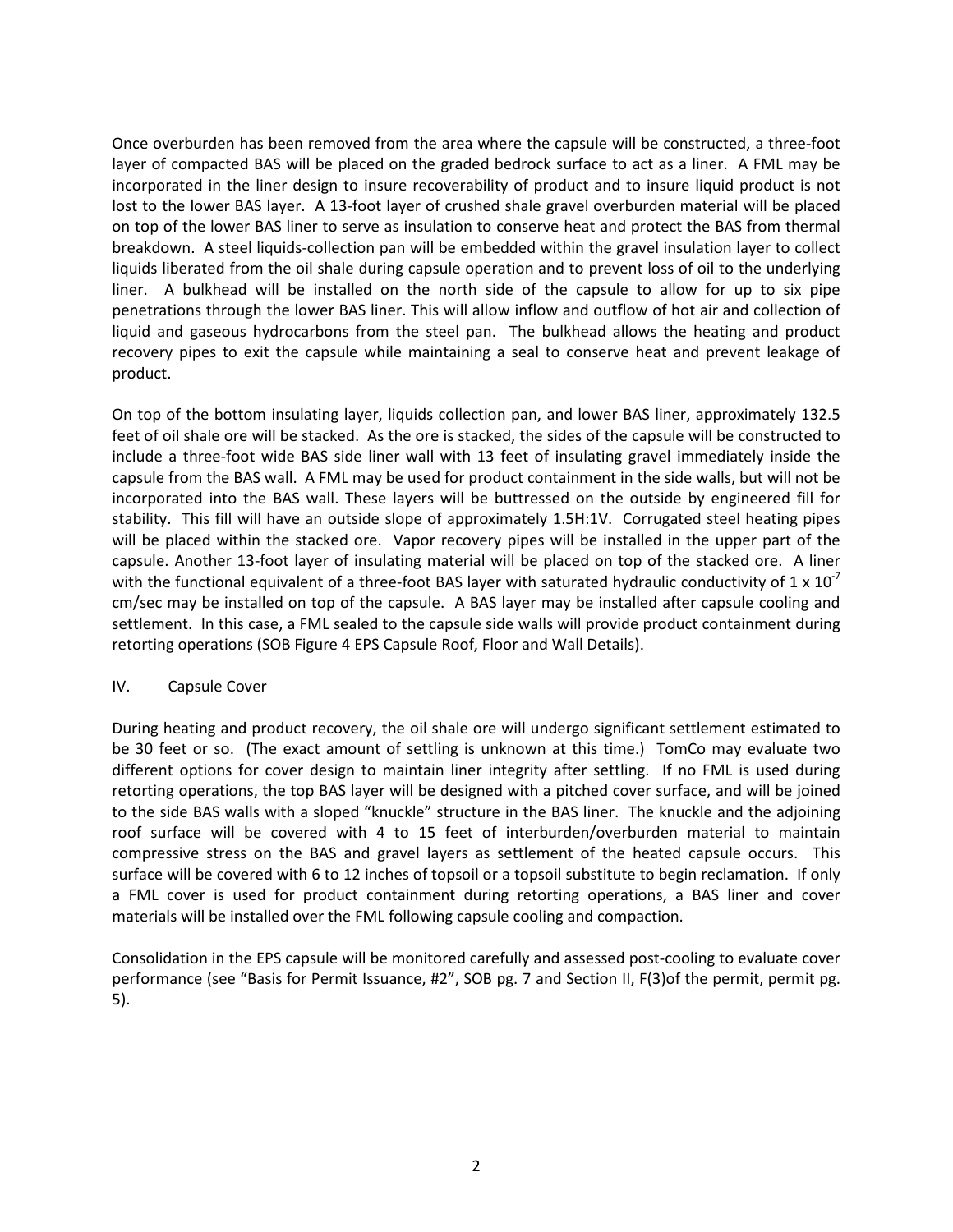Once overburden has been removed from the area where the capsule will be constructed, a three-foot layer of compacted BAS will be placed on the graded bedrock surface to act as a liner. A FML may be incorporated in the liner design to insure recoverability of product and to insure liquid product is not lost to the lower BAS layer. A 13-foot layer of crushed shale gravel overburden material will be placed on top of the lower BAS liner to serve as insulation to conserve heat and protect the BAS from thermal breakdown. A steel liquids-collection pan will be embedded within the gravel insulation layer to collect liquids liberated from the oil shale during capsule operation and to prevent loss of oil to the underlying liner. A bulkhead will be installed on the north side of the capsule to allow for up to six pipe penetrations through the lower BAS liner. This will allow inflow and outflow of hot air and collection of liquid and gaseous hydrocarbons from the steel pan. The bulkhead allows the heating and product recovery pipes to exit the capsule while maintaining a seal to conserve heat and prevent leakage of product.

On top of the bottom insulating layer, liquids collection pan, and lower BAS liner, approximately 132.5 feet of oil shale ore will be stacked. As the ore is stacked, the sides of the capsule will be constructed to include a three-foot wide BAS side liner wall with 13 feet of insulating gravel immediately inside the capsule from the BAS wall. A FML may be used for product containment in the side walls, but will not be incorporated into the BAS wall. These layers will be buttressed on the outside by engineered fill for stability. This fill will have an outside slope of approximately 1.5H:1V. Corrugated steel heating pipes will be placed within the stacked ore. Vapor recovery pipes will be installed in the upper part of the capsule. Another 13-foot layer of insulating material will be placed on top of the stacked ore. A liner with the functional equivalent of a three-foot BAS layer with saturated hydraulic conductivity of $1 \times 10^{-7}$ cm/sec may be installed on top of the capsule. A BAS layer may be installed after capsule cooling and settlement. In this case, a FML sealed to the capsule side walls will provide product containment during retorting operations (SOB Figure 4 EPS Capsule Roof, Floor and Wall Details).

IV. Capsule Cover

During heating and product recovery, the oil shale ore will undergo significant settlement estimated to be 30 feet or so. (The exact amount of settling is unknown at this time.) TomCo may evaluate two different options for cover design to maintain liner integrity after settling. If no FML is used during retorting operations, the top BAS layer will be designed with a pitched cover surface, and will be joined to the side BAS walls with a sloped "knuckle" structure in the BAS liner. The knuckle and the adjoining roof surface will be covered with 4 to 15 feet of interburden/overburden material to maintain compressive stress on the BAS and gravel layers as settlement of the heated capsule occurs. This surface will be covered with 6 to 12 inches of topsoil or a topsoil substitute to begin reclamation. If only a FML cover is used for product containment during retorting operations, a BAS liner and cover materials will be installed over the FML following capsule cooling and compaction.

Consolidation in the EPS capsule will be monitored carefully and assessed post-cooling to evaluate cover performance (see "Basis for Permit Issuance, #2", SOB pg. 7 and Section II, F(3)of the permit, permit pg. 5).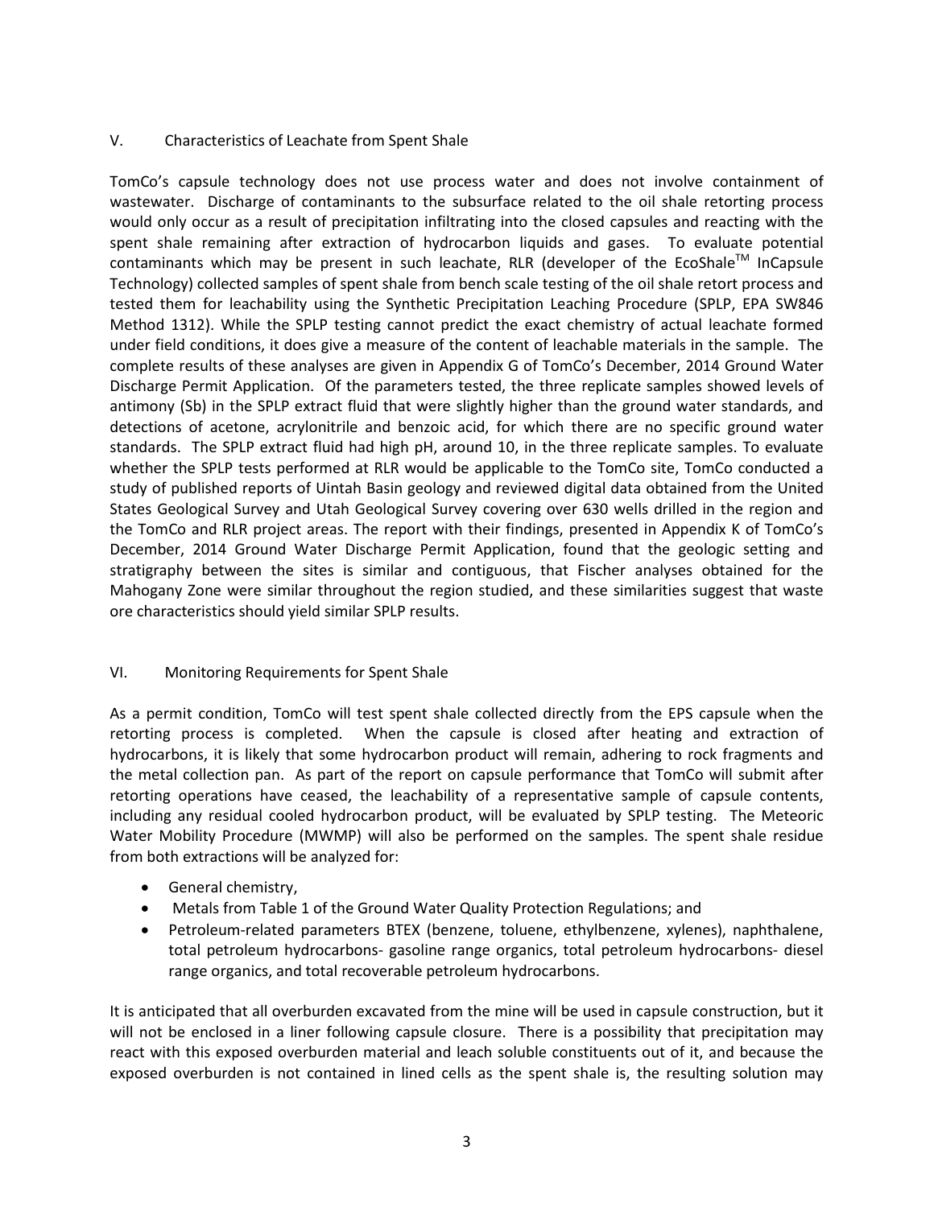## V. Characteristics of Leachate from Spent Shale

TomCo's capsule technology does not use process water and does not involve containment of wastewater. Discharge of contaminants to the subsurface related to the oil shale retorting process would only occur as a result of precipitation infiltrating into the closed capsules and reacting with the spent shale remaining after extraction of hydrocarbon liquids and gases. To evaluate potential contaminants which may be present in such leachate, RLR (developer of the EcoShale™ InCapsule Technology) collected samples of spent shale from bench scale testing of the oil shale retort process and tested them for leachability using the Synthetic Precipitation Leaching Procedure (SPLP, EPA SW846 Method 1312). While the SPLP testing cannot predict the exact chemistry of actual leachate formed under field conditions, it does give a measure of the content of leachable materials in the sample. The complete results of these analyses are given in Appendix G of TomCo's December, 2014 Ground Water Discharge Permit Application. Of the parameters tested, the three replicate samples showed levels of antimony (Sb) in the SPLP extract fluid that were slightly higher than the ground water standards, and detections of acetone, acrylonitrile and benzoic acid, for which there are no specific ground water standards. The SPLP extract fluid had high pH, around 10, in the three replicate samples. To evaluate whether the SPLP tests performed at RLR would be applicable to the TomCo site, TomCo conducted a study of published reports of Uintah Basin geology and reviewed digital data obtained from the United States Geological Survey and Utah Geological Survey covering over 630 wells drilled in the region and the TomCo and RLR project areas. The report with their findings, presented in Appendix K of TomCo's December, 2014 Ground Water Discharge Permit Application, found that the geologic setting and stratigraphy between the sites is similar and contiguous, that Fischer analyses obtained for the Mahogany Zone were similar throughout the region studied, and these similarities suggest that waste ore characteristics should yield similar SPLP results.

## VI. Monitoring Requirements for Spent Shale

As a permit condition, TomCo will test spent shale collected directly from the EPS capsule when the retorting process is completed. When the capsule is closed after heating and extraction of hydrocarbons, it is likely that some hydrocarbon product will remain, adhering to rock fragments and the metal collection pan. As part of the report on capsule performance that TomCo will submit after retorting operations have ceased, the leachability of a representative sample of capsule contents, including any residual cooled hydrocarbon product, will be evaluated by SPLP testing. The Meteoric Water Mobility Procedure (MWMP) will also be performed on the samples. The spent shale residue from both extractions will be analyzed for:

- General chemistry,
- Metals from Table 1 of the Ground Water Quality Protection Regulations; and
- Petroleum-related parameters BTEX (benzene, toluene, ethylbenzene, xylenes), naphthalene, total petroleum hydrocarbons- gasoline range organics, total petroleum hydrocarbons- diesel range organics, and total recoverable petroleum hydrocarbons.

It is anticipated that all overburden excavated from the mine will be used in capsule construction, but it will not be enclosed in a liner following capsule closure. There is a possibility that precipitation may react with this exposed overburden material and leach soluble constituents out of it, and because the exposed overburden is not contained in lined cells as the spent shale is, the resulting solution may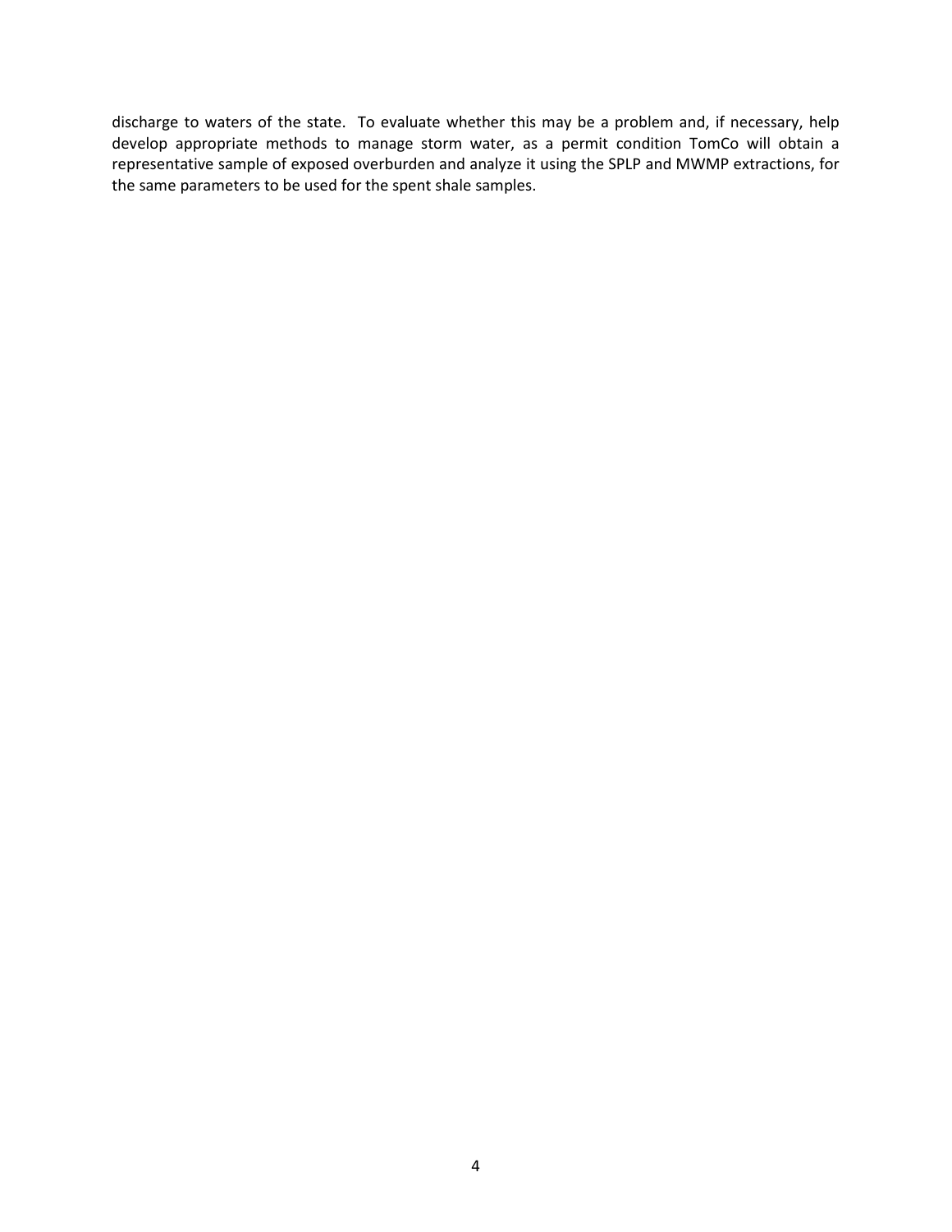discharge to waters of the state. To evaluate whether this may be a problem and, if necessary, help develop appropriate methods to manage storm water, as a permit condition TomCo will obtain a representative sample of exposed overburden and analyze it using the SPLP and MWMP extractions, for the same parameters to be used for the spent shale samples.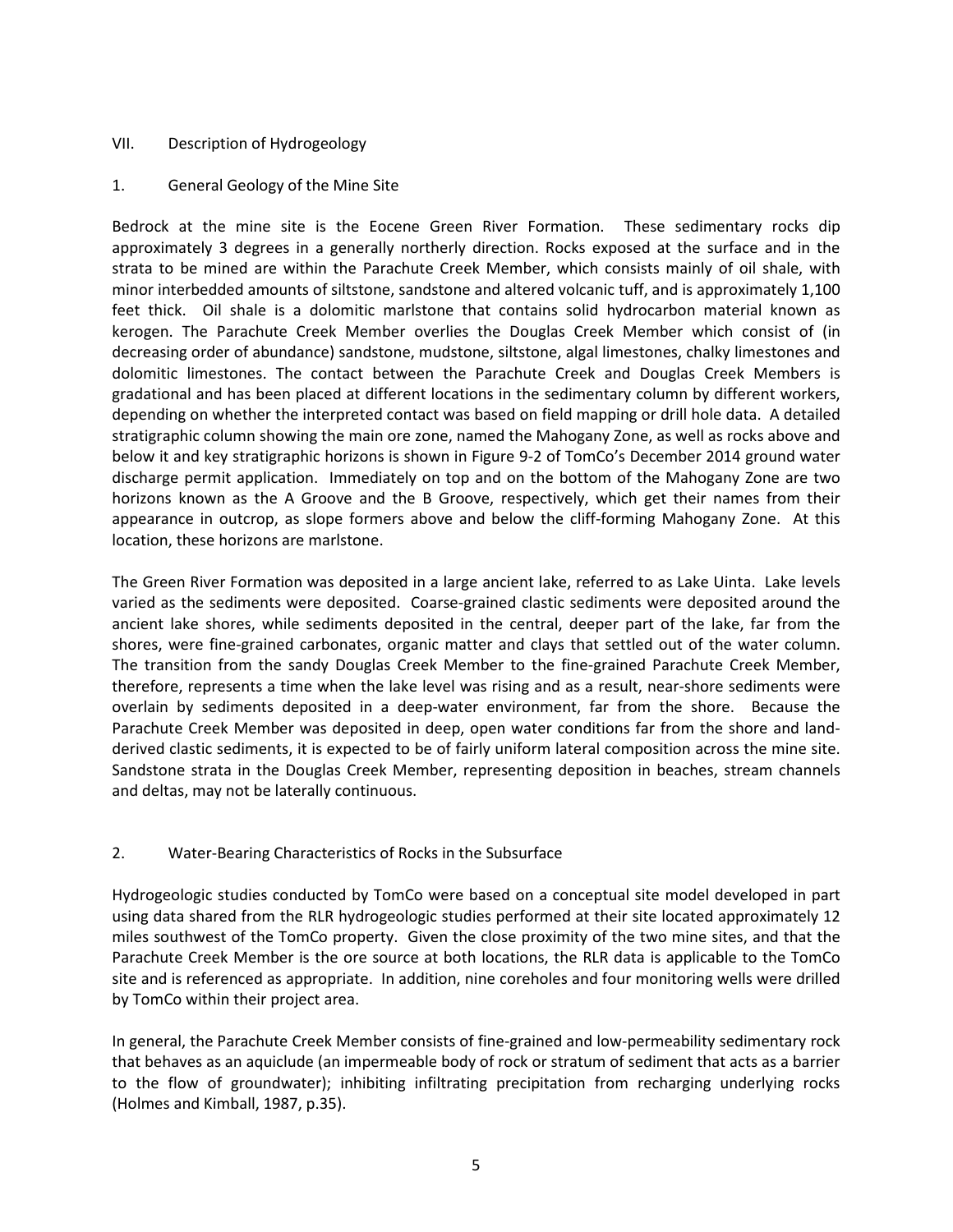## VII. Description of Hydrogeology

### 1. General Geology of the Mine Site

Bedrock at the mine site is the Eocene Green River Formation. These sedimentary rocks dip approximately 3 degrees in a generally northerly direction. Rocks exposed at the surface and in the strata to be mined are within the Parachute Creek Member, which consists mainly of oil shale, with minor interbedded amounts of siltstone, sandstone and altered volcanic tuff, and is approximately 1,100 feet thick. Oil shale is a dolomitic marlstone that contains solid hydrocarbon material known as kerogen. The Parachute Creek Member overlies the Douglas Creek Member which consist of (in decreasing order of abundance) sandstone, mudstone, siltstone, algal limestones, chalky limestones and dolomitic limestones. The contact between the Parachute Creek and Douglas Creek Members is gradational and has been placed at different locations in the sedimentary column by different workers, depending on whether the interpreted contact was based on field mapping or drill hole data. A detailed stratigraphic column showing the main ore zone, named the Mahogany Zone, as well as rocks above and below it and key stratigraphic horizons is shown in Figure 9-2 of TomCo's December 2014 ground water discharge permit application. Immediately on top and on the bottom of the Mahogany Zone are two horizons known as the A Groove and the B Groove, respectively, which get their names from their appearance in outcrop, as slope formers above and below the cliff-forming Mahogany Zone. At this location, these horizons are marlstone.

The Green River Formation was deposited in a large ancient lake, referred to as Lake Uinta. Lake levels varied as the sediments were deposited. Coarse-grained clastic sediments were deposited around the ancient lake shores, while sediments deposited in the central, deeper part of the lake, far from the shores, were fine-grained carbonates, organic matter and clays that settled out of the water column. The transition from the sandy Douglas Creek Member to the fine-grained Parachute Creek Member, therefore, represents a time when the lake level was rising and as a result, near-shore sediments were overlain by sediments deposited in a deep-water environment, far from the shore. Because the Parachute Creek Member was deposited in deep, open water conditions far from the shore and land-derived clastic sediments, it is expected to be of fairly uniform lateral composition across the mine site. Sandstone strata in the Douglas Creek Member, representing deposition in beaches, stream channels and deltas, may not be laterally continuous.

### 2. Water-Bearing Characteristics of Rocks in the Subsurface

Hydrogeologic studies conducted by TomCo were based on a conceptual site model developed in part using data shared from the RLR hydrogeologic studies performed at their site located approximately 12 miles southwest of the TomCo property. Given the close proximity of the two mine sites, and that the Parachute Creek Member is the ore source at both locations, the RLR data is applicable to the TomCo site and is referenced as appropriate. In addition, nine coreholes and four monitoring wells were drilled by TomCo within their project area.

In general, the Parachute Creek Member consists of fine-grained and low-permeability sedimentary rock that behaves as an aquiclude (an impermeable body of rock or stratum of sediment that acts as a barrier to the flow of groundwater); inhibiting infiltrating precipitation from recharging underlying rocks (Holmes and Kimball, 1987, p.35).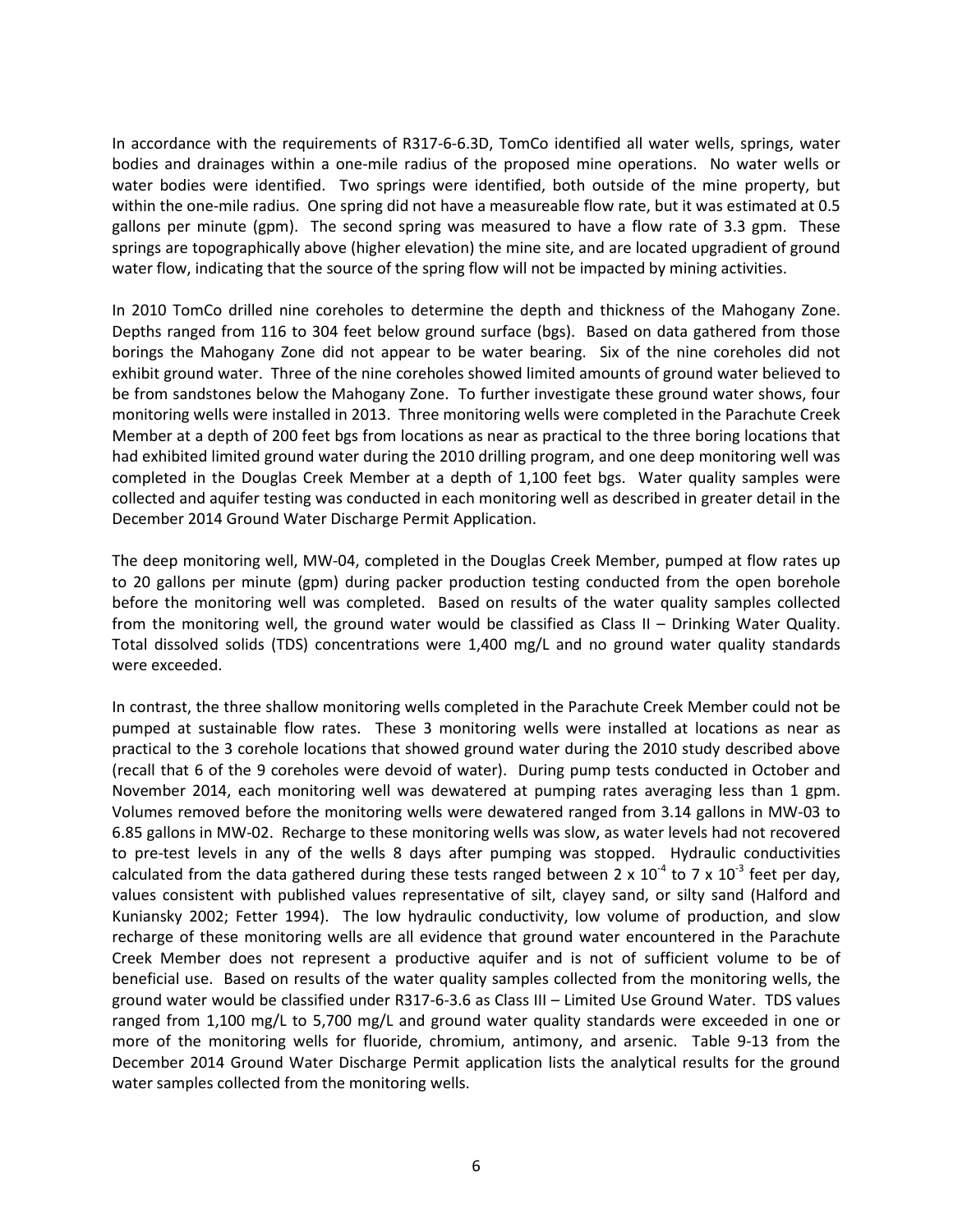In accordance with the requirements of R317-6-6.3D, TomCo identified all water wells, springs, water bodies and drainages within a one-mile radius of the proposed mine operations. No water wells or water bodies were identified. Two springs were identified, both outside of the mine property, but within the one-mile radius. One spring did not have a measureable flow rate, but it was estimated at 0.5 gallons per minute (gpm). The second spring was measured to have a flow rate of 3.3 gpm. These springs are topographically above (higher elevation) the mine site, and are located upgradient of ground water flow, indicating that the source of the spring flow will not be impacted by mining activities.

In 2010 TomCo drilled nine coreholes to determine the depth and thickness of the Mahogany Zone. Depths ranged from 116 to 304 feet below ground surface (bgs). Based on data gathered from those borings the Mahogany Zone did not appear to be water bearing. Six of the nine coreholes did not exhibit ground water. Three of the nine coreholes showed limited amounts of ground water believed to be from sandstones below the Mahogany Zone. To further investigate these ground water shows, four monitoring wells were installed in 2013. Three monitoring wells were completed in the Parachute Creek Member at a depth of 200 feet bgs from locations as near as practical to the three boring locations that had exhibited limited ground water during the 2010 drilling program, and one deep monitoring well was completed in the Douglas Creek Member at a depth of 1,100 feet bgs. Water quality samples were collected and aquifer testing was conducted in each monitoring well as described in greater detail in the December 2014 Ground Water Discharge Permit Application.

The deep monitoring well, MW-04, completed in the Douglas Creek Member, pumped at flow rates up to 20 gallons per minute (gpm) during packer production testing conducted from the open borehole before the monitoring well was completed. Based on results of the water quality samples collected from the monitoring well, the ground water would be classified as Class II – Drinking Water Quality. Total dissolved solids (TDS) concentrations were 1,400 mg/L and no ground water quality standards were exceeded.

In contrast, the three shallow monitoring wells completed in the Parachute Creek Member could not be pumped at sustainable flow rates. These 3 monitoring wells were installed at locations as near as practical to the 3 corehole locations that showed ground water during the 2010 study described above (recall that 6 of the 9 coreholes were devoid of water). During pump tests conducted in October and November 2014, each monitoring well was dewatered at pumping rates averaging less than 1 gpm. Volumes removed before the monitoring wells were dewatered ranged from 3.14 gallons in MW-03 to 6.85 gallons in MW-02. Recharge to these monitoring wells was slow, as water levels had not recovered to pre-test levels in any of the wells 8 days after pumping was stopped. Hydraulic conductivities calculated from the data gathered during these tests ranged between $2 \times 10^{-4}$ to $7 \times 10^{-3}$ feet per day, values consistent with published values representative of silt, clayey sand, or silty sand (Halford and Kuniansky 2002; Fetter 1994). The low hydraulic conductivity, low volume of production, and slow recharge of these monitoring wells are all evidence that ground water encountered in the Parachute Creek Member does not represent a productive aquifer and is not of sufficient volume to be of beneficial use. Based on results of the water quality samples collected from the monitoring wells, the ground water would be classified under R317-6-3.6 as Class III – Limited Use Ground Water. TDS values ranged from 1,100 mg/L to 5,700 mg/L and ground water quality standards were exceeded in one or more of the monitoring wells for fluoride, chromium, antimony, and arsenic. Table 9-13 from the December 2014 Ground Water Discharge Permit application lists the analytical results for the ground water samples collected from the monitoring wells.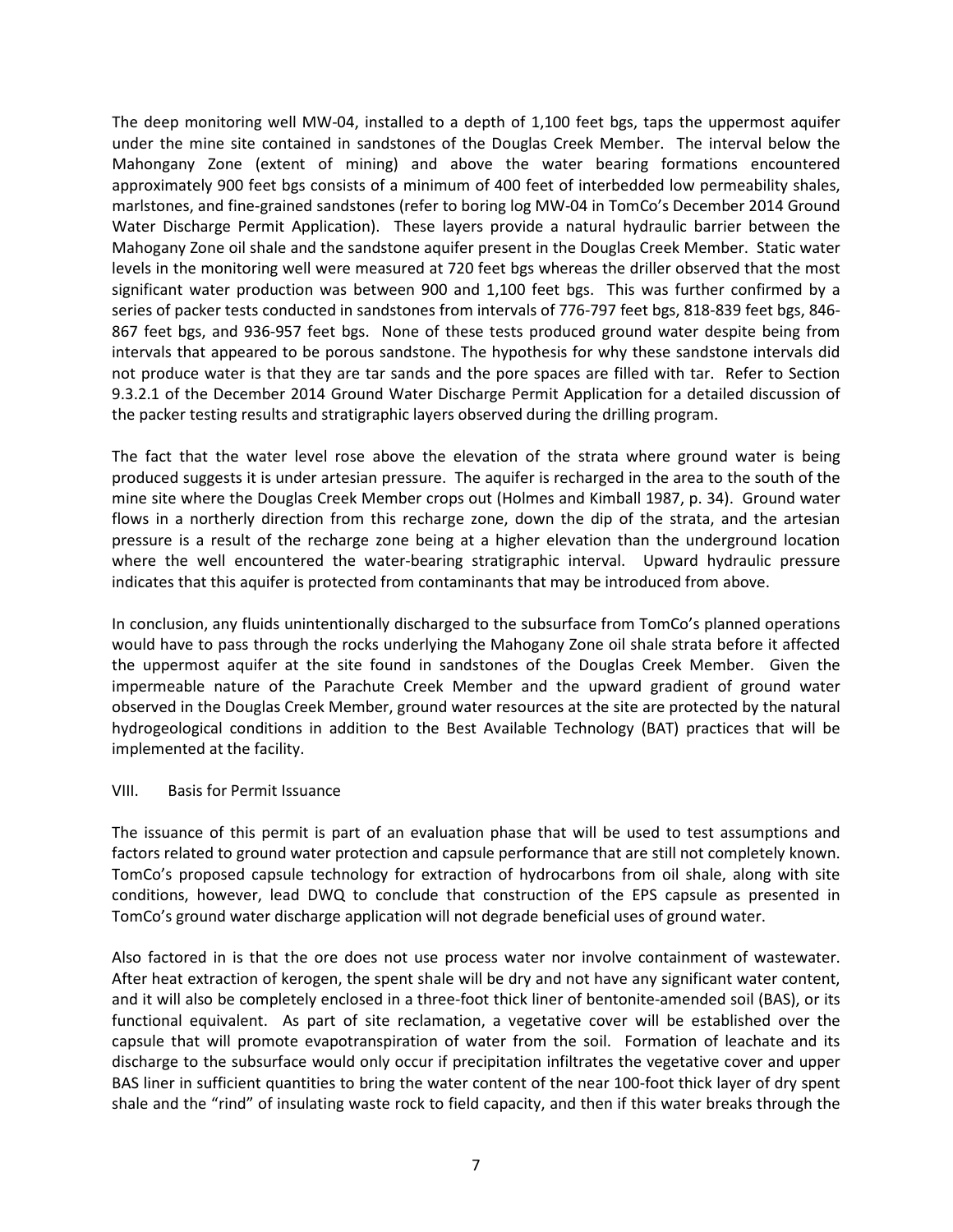The deep monitoring well MW-04, installed to a depth of 1,100 feet bgs, taps the uppermost aquifer under the mine site contained in sandstones of the Douglas Creek Member. The interval below the Mahongany Zone (extent of mining) and above the water bearing formations encountered approximately 900 feet bgs consists of a minimum of 400 feet of interbedded low permeability shales, marlstones, and fine-grained sandstones (refer to boring log MW-04 in TomCo's December 2014 Ground Water Discharge Permit Application). These layers provide a natural hydraulic barrier between the Mahogany Zone oil shale and the sandstone aquifer present in the Douglas Creek Member. Static water levels in the monitoring well were measured at 720 feet bgs whereas the driller observed that the most significant water production was between 900 and 1,100 feet bgs. This was further confirmed by a series of packer tests conducted in sandstones from intervals of 776-797 feet bgs, 818-839 feet bgs, 846-867 feet bgs, and 936-957 feet bgs. None of these tests produced ground water despite being from intervals that appeared to be porous sandstone. The hypothesis for why these sandstone intervals did not produce water is that they are tar sands and the pore spaces are filled with tar. Refer to Section 9.3.2.1 of the December 2014 Ground Water Discharge Permit Application for a detailed discussion of the packer testing results and stratigraphic layers observed during the drilling program.

The fact that the water level rose above the elevation of the strata where ground water is being produced suggests it is under artesian pressure. The aquifer is recharged in the area to the south of the mine site where the Douglas Creek Member crops out (Holmes and Kimball 1987, p. 34). Ground water flows in a northerly direction from this recharge zone, down the dip of the strata, and the artesian pressure is a result of the recharge zone being at a higher elevation than the underground location where the well encountered the water-bearing stratigraphic interval. Upward hydraulic pressure indicates that this aquifer is protected from contaminants that may be introduced from above.

In conclusion, any fluids unintentionally discharged to the subsurface from TomCo's planned operations would have to pass through the rocks underlying the Mahogany Zone oil shale strata before it affected the uppermost aquifer at the site found in sandstones of the Douglas Creek Member. Given the impermeable nature of the Parachute Creek Member and the upward gradient of ground water observed in the Douglas Creek Member, ground water resources at the site are protected by the natural hydrogeological conditions in addition to the Best Available Technology (BAT) practices that will be implemented at the facility.

## VIII. Basis for Permit Issuance

The issuance of this permit is part of an evaluation phase that will be used to test assumptions and factors related to ground water protection and capsule performance that are still not completely known. TomCo's proposed capsule technology for extraction of hydrocarbons from oil shale, along with site conditions, however, lead DWQ to conclude that construction of the EPS capsule as presented in TomCo's ground water discharge application will not degrade beneficial uses of ground water.

Also factored in is that the ore does not use process water nor involve containment of wastewater. After heat extraction of kerogen, the spent shale will be dry and not have any significant water content, and it will also be completely enclosed in a three-foot thick liner of bentonite-amended soil (BAS), or its functional equivalent. As part of site reclamation, a vegetative cover will be established over the capsule that will promote evapotranspiration of water from the soil. Formation of leachate and its discharge to the subsurface would only occur if precipitation infiltrates the vegetative cover and upper BAS liner in sufficient quantities to bring the water content of the near 100-foot thick layer of dry spent shale and the "rind" of insulating waste rock to field capacity, and then if this water breaks through the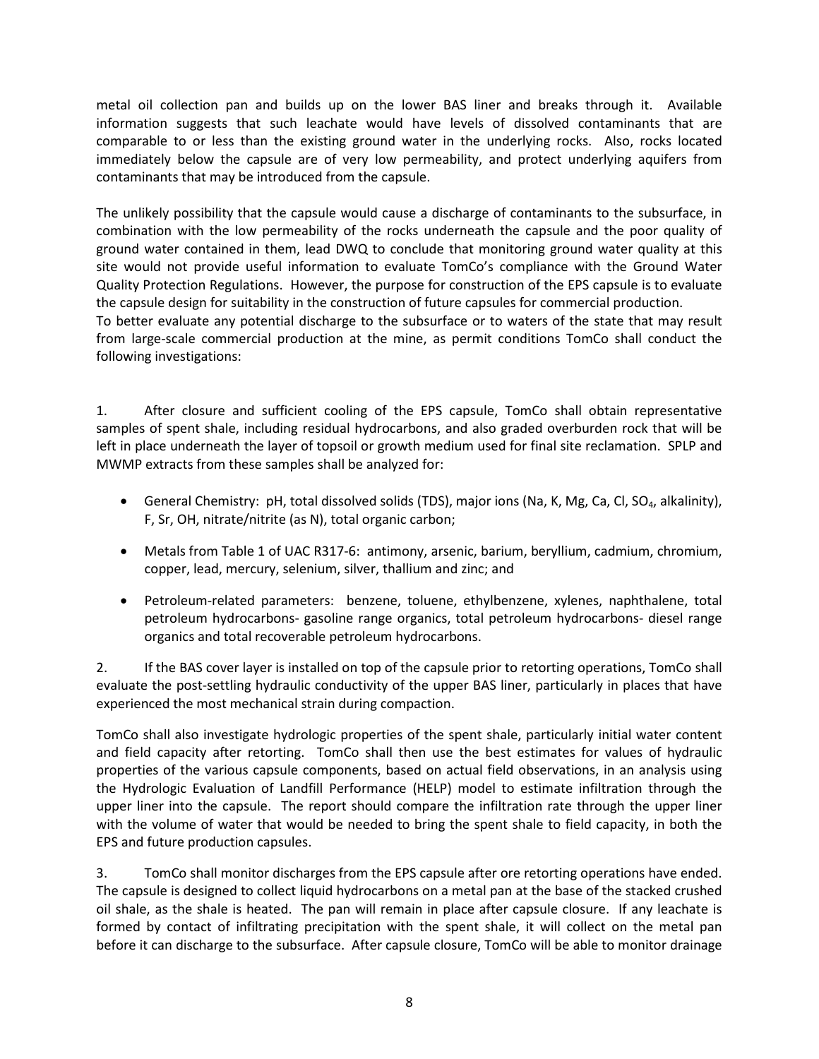metal oil collection pan and builds up on the lower BAS liner and breaks through it. Available information suggests that such leachate would have levels of dissolved contaminants that are comparable to or less than the existing ground water in the underlying rocks. Also, rocks located immediately below the capsule are of very low permeability, and protect underlying aquifers from contaminants that may be introduced from the capsule.

The unlikely possibility that the capsule would cause a discharge of contaminants to the subsurface, in combination with the low permeability of the rocks underneath the capsule and the poor quality of ground water contained in them, lead DWQ to conclude that monitoring ground water quality at this site would not provide useful information to evaluate TomCo's compliance with the Ground Water Quality Protection Regulations. However, the purpose for construction of the EPS capsule is to evaluate the capsule design for suitability in the construction of future capsules for commercial production.

To better evaluate any potential discharge to the subsurface or to waters of the state that may result from large-scale commercial production at the mine, as permit conditions TomCo shall conduct the following investigations:

1. After closure and sufficient cooling of the EPS capsule, TomCo shall obtain representative samples of spent shale, including residual hydrocarbons, and also graded overburden rock that will be left in place underneath the layer of topsoil or growth medium used for final site reclamation. SPLP and MWMP extracts from these samples shall be analyzed for:

   - General Chemistry: pH, total dissolved solids (TDS), major ions (Na, K, Mg, Ca, Cl, $SO_4$, alkalinity), F, Sr, OH, nitrate/nitrite (as N), total organic carbon;
   - Metals from Table 1 of UAC R317-6: antimony, arsenic, barium, beryllium, cadmium, chromium, copper, lead, mercury, selenium, silver, thallium and zinc; and
   - Petroleum-related parameters: benzene, toluene, ethylbenzene, xylenes, naphthalene, total petroleum hydrocarbons- gasoline range organics, total petroleum hydrocarbons- diesel range organics and total recoverable petroleum hydrocarbons.

2. If the BAS cover layer is installed on top of the capsule prior to retorting operations, TomCo shall evaluate the post-settling hydraulic conductivity of the upper BAS liner, particularly in places that have experienced the most mechanical strain during compaction.

TomCo shall also investigate hydrologic properties of the spent shale, particularly initial water content and field capacity after retorting. TomCo shall then use the best estimates for values of hydraulic properties of the various capsule components, based on actual field observations, in an analysis using the Hydrologic Evaluation of Landfill Performance (HELP) model to estimate infiltration through the upper liner into the capsule. The report should compare the infiltration rate through the upper liner with the volume of water that would be needed to bring the spent shale to field capacity, in both the EPS and future production capsules.

3. TomCo shall monitor discharges from the EPS capsule after ore retorting operations have ended. The capsule is designed to collect liquid hydrocarbons on a metal pan at the base of the stacked crushed oil shale, as the shale is heated. The pan will remain in place after capsule closure. If any leachate is formed by contact of infiltrating precipitation with the spent shale, it will collect on the metal pan before it can discharge to the subsurface. After capsule closure, TomCo will be able to monitor drainage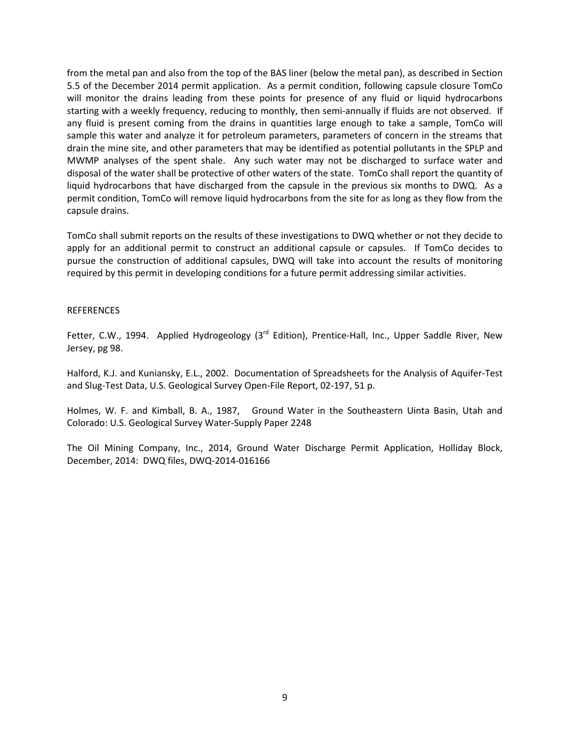from the metal pan and also from the top of the BAS liner (below the metal pan), as described in Section 5.5 of the December 2014 permit application. As a permit condition, following capsule closure TomCo will monitor the drains leading from these points for presence of any fluid or liquid hydrocarbons starting with a weekly frequency, reducing to monthly, then semi-annually if fluids are not observed. If any fluid is present coming from the drains in quantities large enough to take a sample, TomCo will sample this water and analyze it for petroleum parameters, parameters of concern in the streams that drain the mine site, and other parameters that may be identified as potential pollutants in the SPLP and MWMP analyses of the spent shale. Any such water may not be discharged to surface water and disposal of the water shall be protective of other waters of the state. TomCo shall report the quantity of liquid hydrocarbons that have discharged from the capsule in the previous six months to DWQ. As a permit condition, TomCo will remove liquid hydrocarbons from the site for as long as they flow from the capsule drains.

TomCo shall submit reports on the results of these investigations to DWQ whether or not they decide to apply for an additional permit to construct an additional capsule or capsules. If TomCo decides to pursue the construction of additional capsules, DWQ will take into account the results of monitoring required by this permit in developing conditions for a future permit addressing similar activities.

REFERENCES

Fetter, C.W., 1994. Applied Hydrogeology (3rd Edition), Prentice-Hall, Inc., Upper Saddle River, New Jersey, pg 98.

Halford, K.J. and Kuniansky, E.L., 2002. Documentation of Spreadsheets for the Analysis of Aquifer-Test and Slug-Test Data, U.S. Geological Survey Open-File Report, 02-197, 51 p.

Holmes, W. F. and Kimball, B. A., 1987, Ground Water in the Southeastern Uinta Basin, Utah and Colorado: U.S. Geological Survey Water-Supply Paper 2248

The Oil Mining Company, Inc., 2014, Ground Water Discharge Permit Application, Holliday Block, December, 2014: DWQ files, DWQ-2014-016166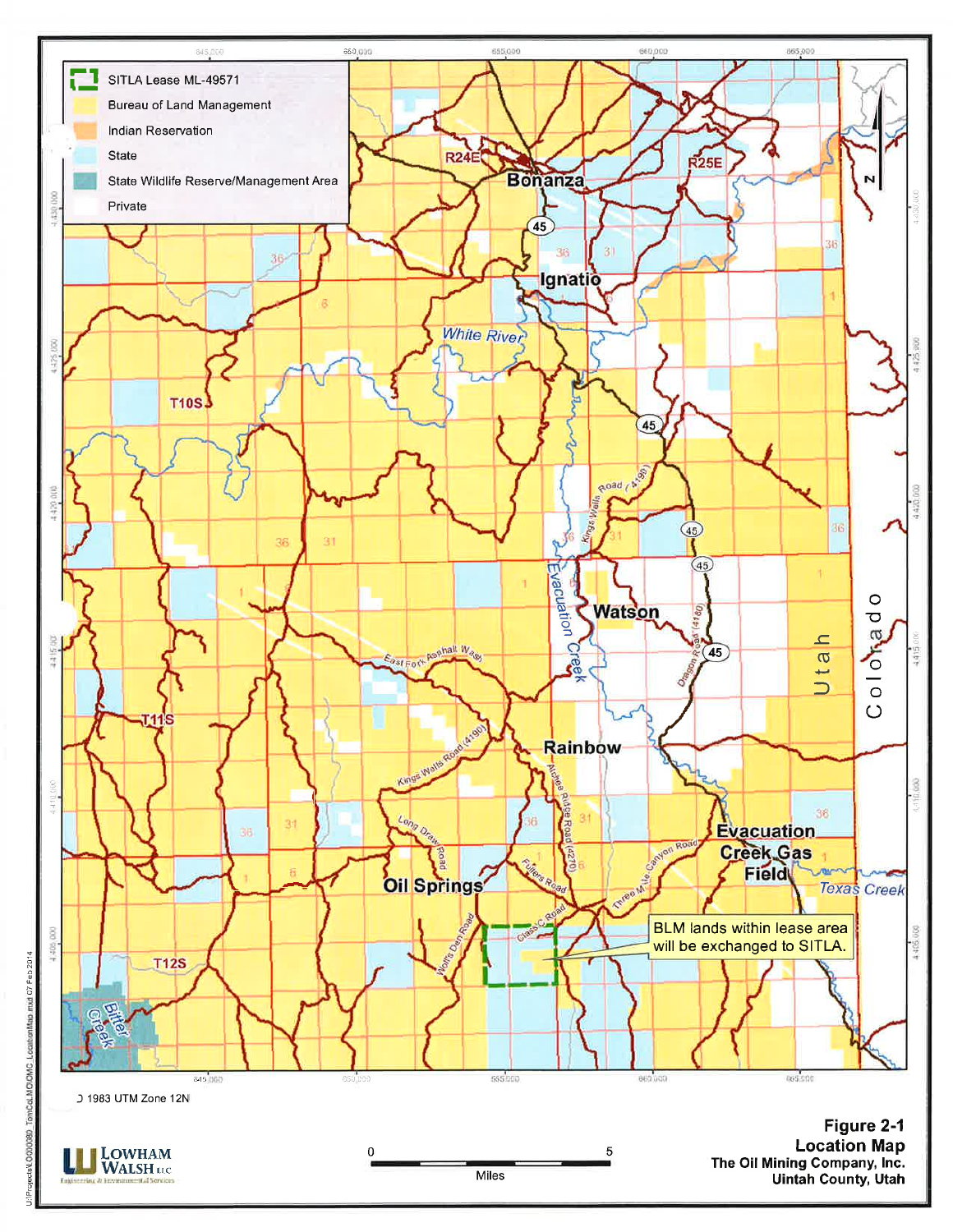**Figure 2-1**
**Location Map**
**The Oil Mining Company, Inc.**
**Uintah County, Utah**

- SITLA Lease ML-49571
- Bureau of Land Management
- Indian Reservation
- State
- State Wildlife Reserve/Management Area
- Private

BLM lands within lease area will be exchanged to SITLA.

NAD 1983 UTM Zone 12N

0 — 5 Miles

LOWHAM WALSH LLC
Engineering & Environmental Services

U:\Projects\LO000080_TomCo\LMO\OMC_LocationMap.mxd 07 Feb 2014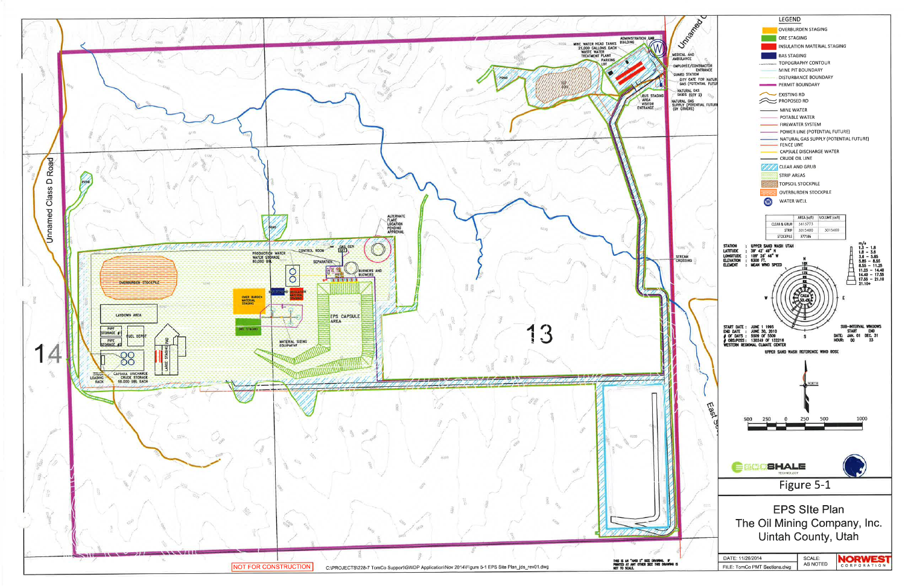# Figure 5-1

## EPS SIte Plan

The Oil Mining Company, Inc.
Uintah County, Utah

**LEGEND**

- OVERBURDEN STAGING
- ORE STAGING
- INSULATION MATERIAL STAGING
- BAS STAGING
- TOPOGRAPHY CONTOUR
- MINE PIT BOUNDARY
- DISTURBANCE BOUNDARY
- PERMIT BOUNDARY
- EXISTING RD
- PROPOSED RD
- MINE WATER
- POTABLE WATER
- FIREWATER SYSTEM
- POWER LINE (POTENTIAL FUTURE)
- NATURAL GAS SUPPLY (POTENTIAL FUTURE)
- FENCE LINE
- CAPSULE DISCHARGE WATER
- CRUDE OIL LINE
- CLEAR AND GRUB
- STRIP AREAS
- TOPSOIL STOCKPILE
- OVERBURDEN STOCKPILE
- WATER WELL

| | AREA (sqft) | VOLUME (cuft) |
|---|---|---|
| CLEAR & GRUB | 3415773 | |
| STRIP | 3015400 | 3015400 |
| STOCKPILE | 377185 | |

STATION : UPPER SAND WASH UTAH
LATITUDE : 39° 42' 49" N
LONGITUDE : 109° 26' 46" W
ELEVATION : 6300 FT.
ELEMENT : MEAN WIND SPEED

START DATE : JUNE 1 1995
END DATE : JUNE 30, 2010
# OF DAYS : 5509 OF 5509
# OBS:POSS : 130249 OF 132216
WESTERN REGIONAL CLIMATE CENTER

SUB-INTERVAL WINDOWS: START DATE: JAN. 01, END DEC. 31; HOUR: 00 START, 23 END

UPPER SAND WASH REFERENCE WIND ROSE

CALM 30.43%

m/s: 1.3 – 1.8; 1.8 – 3.8; 3.8 – 5.85; 5.85 – 8.55; 8.55 – 11.25; 11.25 – 14.40; 14.40 – 17.55; 17.55 – 21.10; 21.10+

Scale: 500 250 0 250 500 1000

Map labels: Unnamed Class D Road; Unnamed; East; 13; 14; POND; ADMINISTRATION LAB BUILDING; MINE WATER HEAD TANKS 21,000 GALLONS EACH; WASTE WATER TREATMENT PLANT; PARKING LOT; MEDICAL AND AMBULANCE; EMPLOYEE/CONTRACTOR ENTRANCE; GUARD STATION; CITY GATE FOR NATURAL GAS (POTENTIAL FUTURE); NATURAL GAS SKIDS (QTY 2); BUS STAGING AREA; VISITOR ENTRANCE; NATURAL GAS SUPPLY (POTENTIAL FUTURE) (BY OTHERS); ALTERNATE FLARE LOCATION PENDING APPROVAL; STREAM CROSSING; PRODUCTION WATER STORAGE 80,000 BBL; CONTROL ROOM; GAS GEN SET; SEPARATION; BURNERS AND BLOWERS; OVERBURDEN STOCKPILE; OVER BURDEN MATERIAL STAGING; BAS STAGING; INSULATION MATERIAL STAGING; ORE STAGING; EPS CAPSULE AREA; MATERIAL SIZING EQUIPMENT; LAYDOWN AREA; PIPE STORAGE #1; PIPE STORAGE #2; FUEL DEPOT; LARGE STAGING PAD; LOADING RACK; CAPSULE DISCHARGE CRUDE STORAGE 50,000 BBL EACH

ECOSHALE TECHNOLOGY

NOT FOR CONSTRUCTION

C:\PROJECTS\228-7 TomCo Support\GWDP Application\Nov 2014\Figure 5-1 EPS Site Plan_jds_rev01.dwg

THIS IS AN "ANSI D" SIZE DRAWING. IF PRINTED AT ANY OTHER SIZE THIS DRAWING IS NOT TO SCALE.

DATE: 11/26/2014
FILE: TomCo PMT Sections.dwg
SCALE: AS NOTED
NORWEST CORPORATION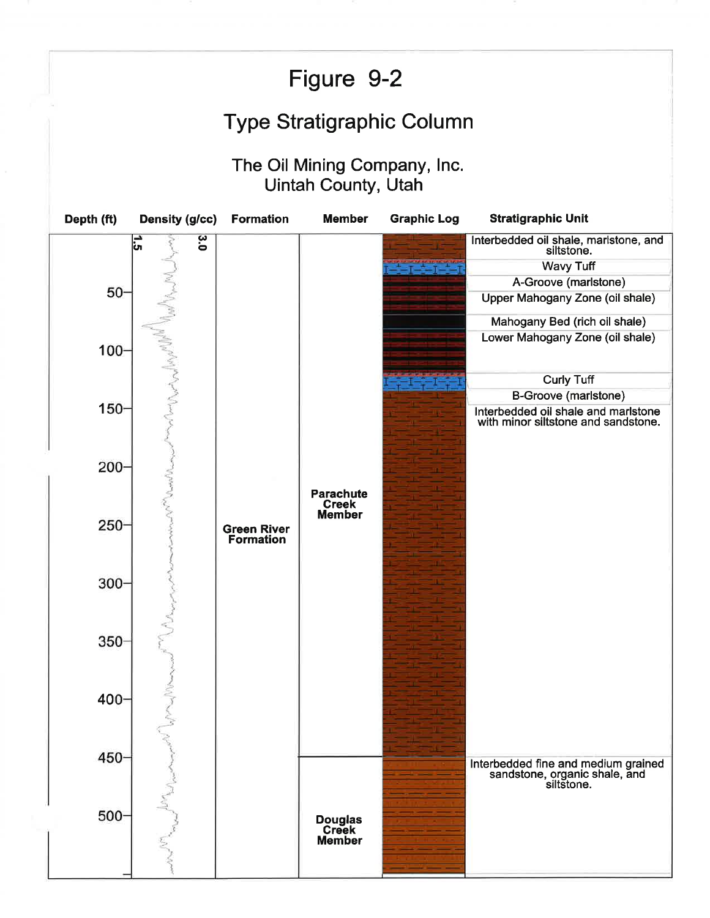# Figure 9-2

## Type Stratigraphic Column

### The Oil Mining Company, Inc.
### Uintah County, Utah

| Depth (ft) | Density (g/cc) | Formation | Member | Graphic Log | Stratigraphic Unit |
|---|---|---|---|---|---|
| | 1.5 – 3.0 | Green River Formation | Parachute Creek Member | | Interbedded oil shale, marlstone, and siltstone. |
| | | | | | Wavy Tuff |
| 50 | | | | | A-Groove (marlstone) |
| | | | | | Upper Mahogany Zone (oil shale) |
| | | | | | Mahogany Bed (rich oil shale) |
| 100 | | | | | Lower Mahogany Zone (oil shale) |
| | | | | | Curly Tuff |
| | | | | | B-Groove (marlstone) |
| 150 | | | | | Interbedded oil shale and marlstone with minor siltstone and sandstone. |
| 200 | | | | | |
| 250 | | | | | |
| 300 | | | | | |
| 350 | | | | | |
| 400 | | | | | |
| 450 | | | Douglas Creek Member | | Interbedded fine and medium grained sandstone, organic shale, and siltstone. |
| 500 | | | | | |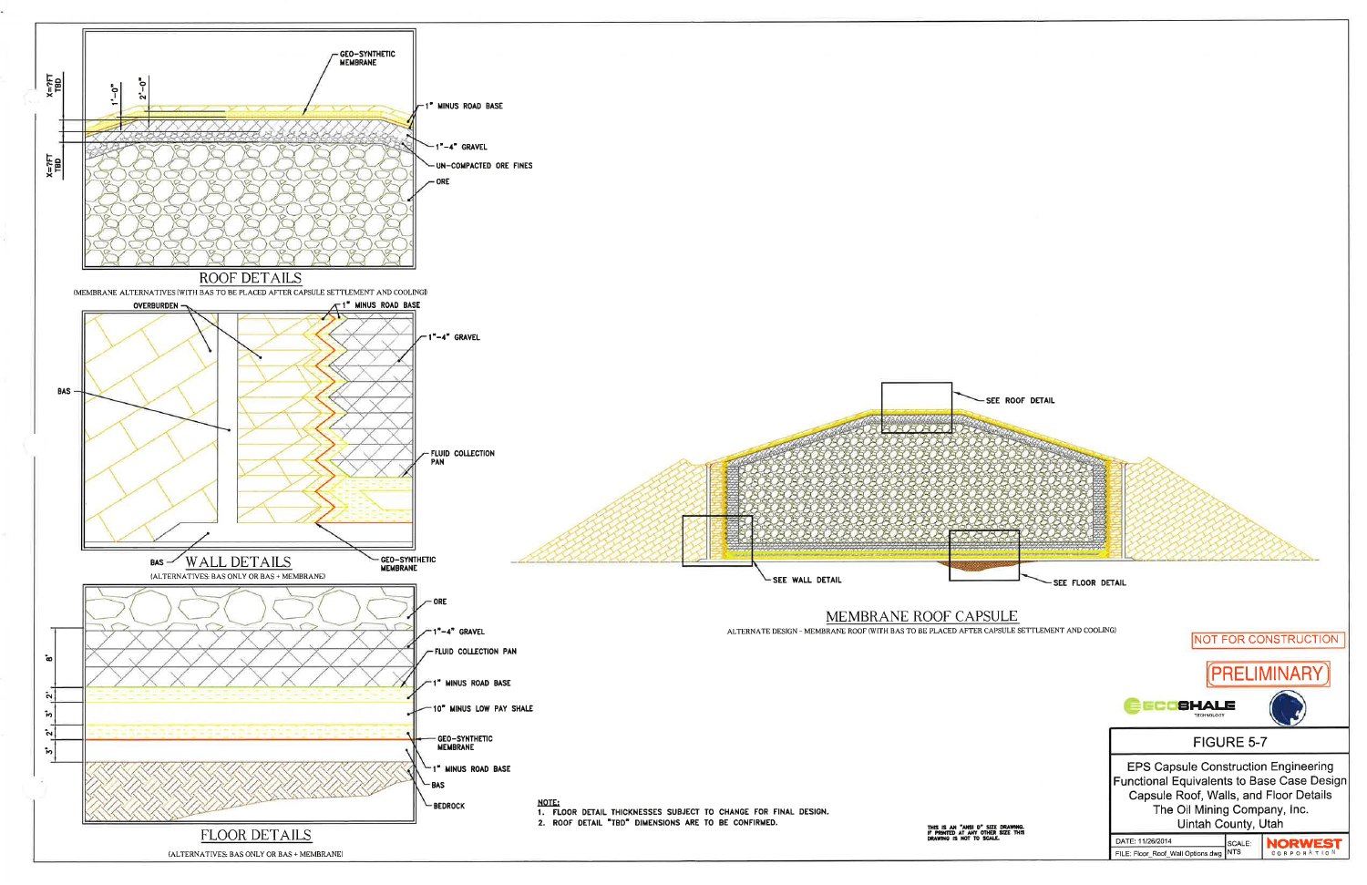## ROOF DETAILS

(MEMBRANE ALTERNATIVES (WITH BAS TO BE PLACED AFTER CAPSULE SETTLEMENT AND COOLING)

X=?FT TBD

X=?FT TBD

1'-0"

2'-0"

GEO-SYNTHETIC MEMBRANE

1" MINUS ROAD BASE

1"-4" GRAVEL

UN-COMPACTED ORE FINES

ORE

## WALL DETAILS

(ALTERNATIVES: BAS ONLY OR BAS + MEMBRANE)

OVERBURDEN

1" MINUS ROAD BASE

1"-4" GRAVEL

BAS

FLUID COLLECTION PAN

BAS

GEO-SYNTHETIC MEMBRANE

## FLOOR DETAILS

(ALTERNATIVES: BAS ONLY OR BAS + MEMBRANE)

ORE

8'

1"-4" GRAVEL

FLUID COLLECTION PAN

2'

1" MINUS ROAD BASE

3'

10" MINUS LOW PAY SHALE

2'

GEO-SYNTHETIC MEMBRANE

3'

1" MINUS ROAD BASE

BAS

BEDROCK

## MEMBRANE ROOF CAPSULE

ALTERNATE DESIGN - MEMBRANE ROOF (WITH BAS TO BE PLACED AFTER CAPSULE SETTLEMENT AND COOLING)

SEE ROOF DETAIL

SEE WALL DETAIL

SEE FLOOR DETAIL

NOTE:
1. FLOOR DETAIL THICKNESSES SUBJECT TO CHANGE FOR FINAL DESIGN.
2. ROOF DETAIL "TBD" DIMENSIONS ARE TO BE CONFIRMED.

THIS IS AN "ANSI D" SIZE DRAWING. IF PRINTED AT ANY OTHER SIZE THIS DRAWING IS NOT TO SCALE.

NOT FOR CONSTRUCTION

PRELIMINARY

ECOSHALE TECHNOLOGY

FIGURE 5-7

EPS Capsule Construction Engineering
Functional Equivalents to Base Case Design
Capsule Roof, Walls, and Floor Details
The Oil Mining Company, Inc.
Uintah County, Utah

| | |
|---|---|
| DATE: 11/26/2014 | SCALE: NTS |
| FILE: Floor_Roof_Wall Options.dwg | NORWEST CORPORATION |